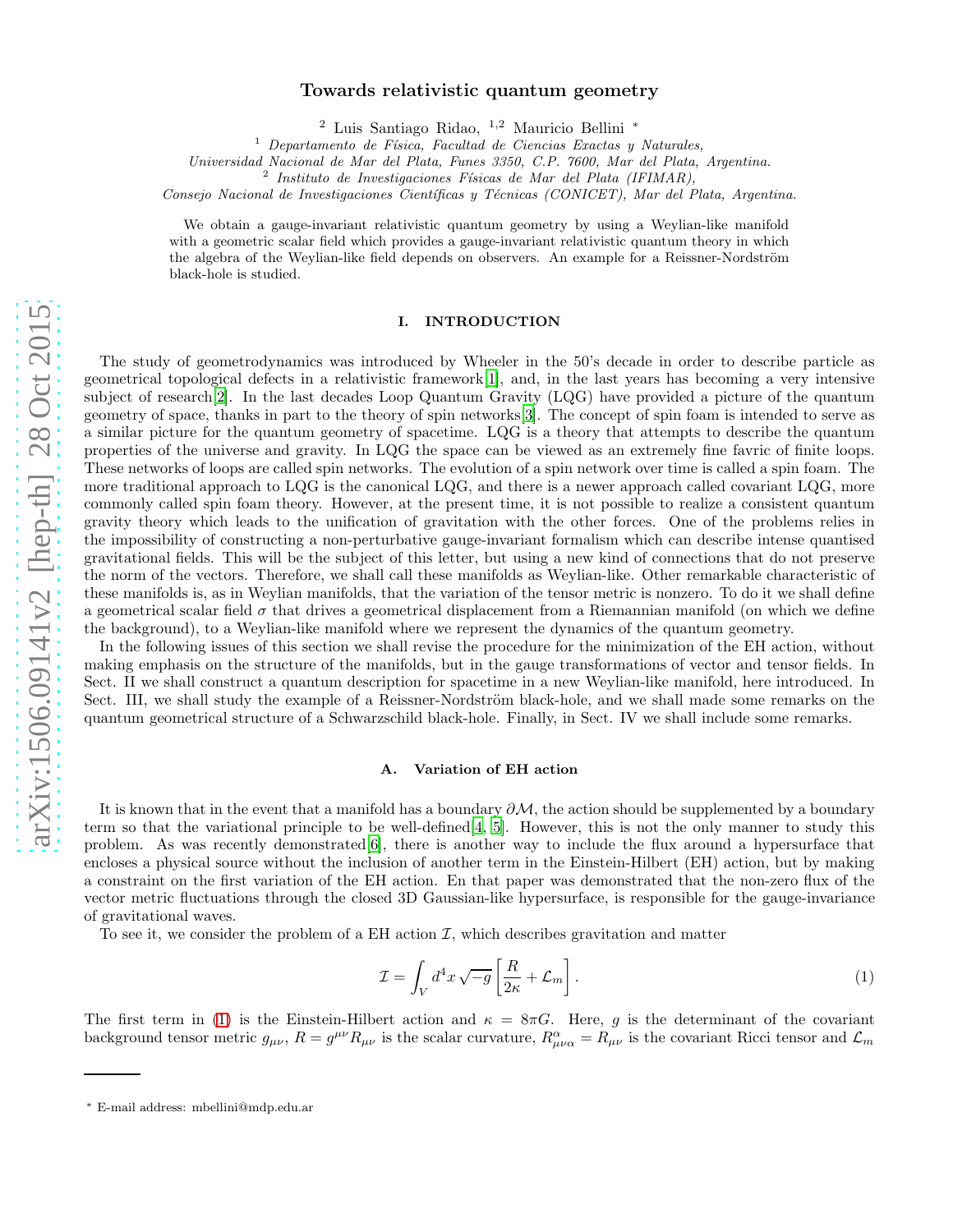# Towards relativistic quantum geometry

[2] Luis Santiago Ridao, [1,2] Mauricio Bellini [*]

[1] *Departamento de Física, Facultad de Ciencias Exactas y Naturales, Universidad Nacional de Mar del Plata, Funes 3350, C.P. 7600, Mar del Plata, Argentina.*

[2] *Instituto de Investigaciones Físicas de Mar del Plata (IFIMAR), Consejo Nacional de Investigaciones Científicas y Técnicas (CONICET), Mar del Plata, Argentina.*

We obtain a gauge-invariant relativistic quantum geometry by using a Weylian-like manifold with a geometric scalar field which provides a gauge-invariant relativistic quantum theory in which the algebra of the Weylian-like field depends on observers. An example for a Reissner-Nordström black-hole is studied.

## I. INTRODUCTION

The study of geometrodynamics was introduced by Wheeler in the 50's decade in order to describe particle as geometrical topological defects in a relativistic framework[1], and, in the last years has becoming a very intensive subject of research[2]. In the last decades Loop Quantum Gravity (LQG) have provided a picture of the quantum geometry of space, thanks in part to the theory of spin networks[3]. The concept of spin foam is intended to serve as a similar picture for the quantum geometry of spacetime. LQG is a theory that attempts to describe the quantum properties of the universe and gravity. In LQG the space can be viewed as an extremely fine favric of finite loops. These networks of loops are called spin networks. The evolution of a spin network over time is called a spin foam. The more traditional approach to LQG is the canonical LQG, and there is a newer approach called covariant LQG, more commonly called spin foam theory. However, at the present time, it is not possible to realize a consistent quantum gravity theory which leads to the unification of gravitation with the other forces. One of the problems relies in the impossibility of constructing a non-perturbative gauge-invariant formalism which can describe intense quantised gravitational fields. This will be the subject of this letter, but using a new kind of connections that do not preserve the norm of the vectors. Therefore, we shall call these manifolds as Weylian-like. Other remarkable characteristic of these manifolds is, as in Weylian manifolds, that the variation of the tensor metric is nonzero. To do it we shall define a geometrical scalar field $\sigma$ that drives a geometrical displacement from a Riemannian manifold (on which we define the background), to a Weylian-like manifold where we represent the dynamics of the quantum geometry.

In the following issues of this section we shall revise the procedure for the minimization of the EH action, without making emphasis on the structure of the manifolds, but in the gauge transformations of vector and tensor fields. In Sect. II we shall construct a quantum description for spacetime in a new Weylian-like manifold, here introduced. In Sect. III, we shall study the example of a Reissner-Nordström black-hole, and we shall made some remarks on the quantum geometrical structure of a Schwarzschild black-hole. Finally, in Sect. IV we shall include some remarks.

### A. Variation of EH action

It is known that in the event that a manifold has a boundary $\partial\mathcal{M}$, the action should be supplemented by a boundary term so that the variational principle to be well-defined[4, 5]. However, this is not the only manner to study this problem. As was recently demonstrated[6], there is another way to include the flux around a hypersurface that encloses a physical source without the inclusion of another term in the Einstein-Hilbert (EH) action, but by making a constraint on the first variation of the EH action. En that paper was demonstrated that the non-zero flux of the vector metric fluctuations through the closed 3D Gaussian-like hypersurface, is responsible for the gauge-invariance of gravitational waves.

To see it, we consider the problem of a EH action $\mathcal{I}$, which describes gravitation and matter

$$\mathcal{I} = \int_V d^4x\,\sqrt{-g}\left[\frac{R}{2\kappa} + \mathcal{L}_m\right]. \tag{1}$$

The first term in (1) is the Einstein-Hilbert action and $\kappa = 8\pi G$. Here, $g$ is the determinant of the covariant background tensor metric $g_{\mu\nu}$, $R = g^{\mu\nu}R_{\mu\nu}$ is the scalar curvature, $R^{\alpha}_{\mu\nu\alpha} = R_{\mu\nu}$ is the covariant Ricci tensor and $\mathcal{L}_m$

[*] E-mail address: mbellini@mdp.edu.ar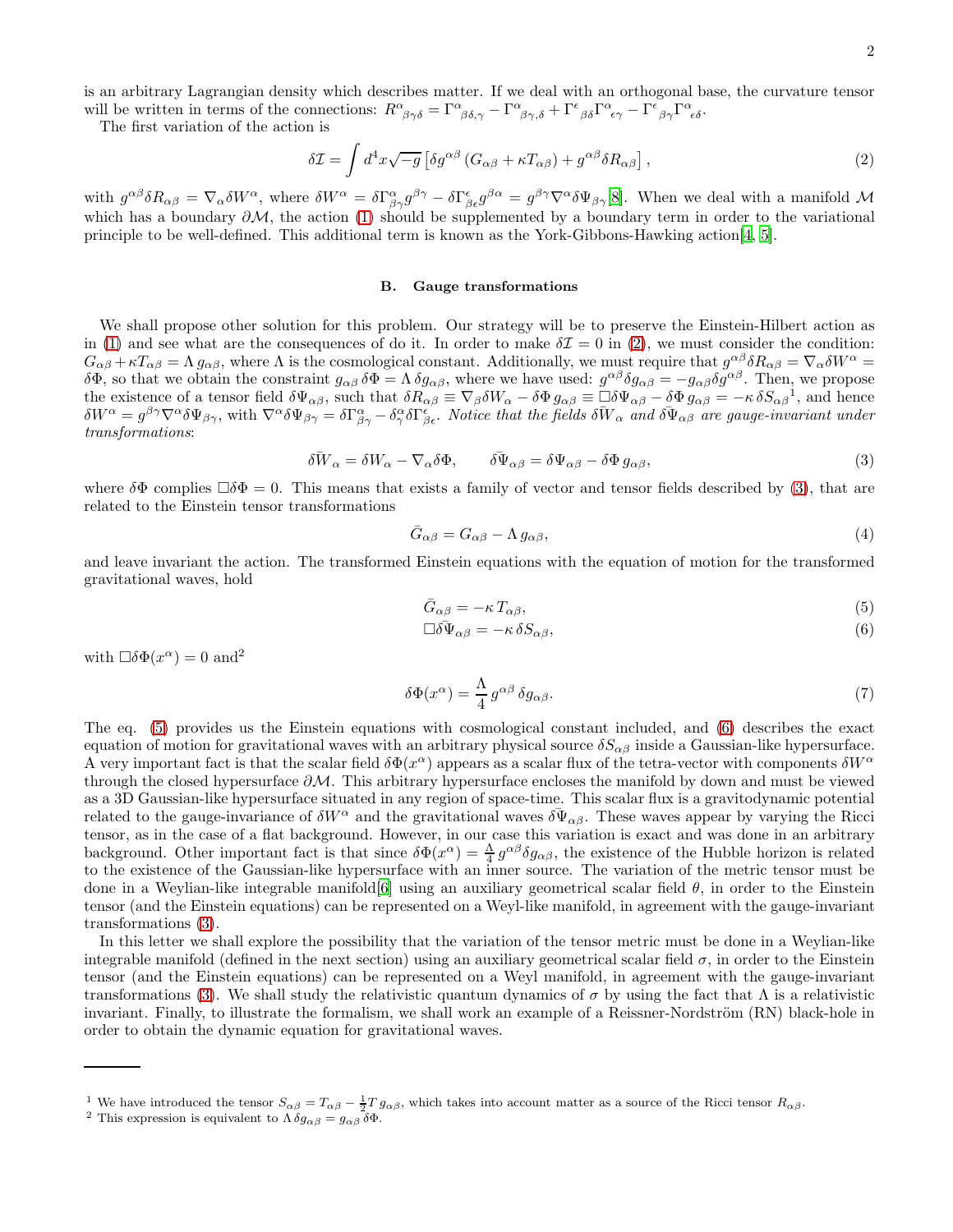is an arbitrary Lagrangian density which describes matter. If we deal with an orthogonal base, the curvature tensor will be written in terms of the connections: $R^{\alpha}{}_{\beta\gamma\delta} = \Gamma^{\alpha}{}_{\beta\delta,\gamma} - \Gamma^{\alpha}{}_{\beta\gamma,\delta} + \Gamma^{\epsilon}{}_{\beta\delta}\Gamma^{\alpha}{}_{\epsilon\gamma} - \Gamma^{\epsilon}{}_{\beta\gamma}\Gamma^{\alpha}{}_{\epsilon\delta}$.

The first variation of the action is

$$\delta\mathcal{I} = \int d^4x\sqrt{-g}\left[\delta g^{\alpha\beta}\left(G_{\alpha\beta} + \kappa T_{\alpha\beta}\right) + g^{\alpha\beta}\delta R_{\alpha\beta}\right], \tag{2}$$

with $g^{\alpha\beta}\delta R_{\alpha\beta} = \nabla_\alpha \delta W^\alpha$, where $\delta W^\alpha = \delta\Gamma^{\alpha}_{\beta\gamma} g^{\beta\gamma} - \delta\Gamma^{\epsilon}_{\beta\epsilon} g^{\beta\alpha} = g^{\beta\gamma}\nabla^\alpha \delta\Psi_{\beta\gamma}$[8]. When we deal with a manifold $\mathcal{M}$ which has a boundary $\partial\mathcal{M}$, the action (1) should be supplemented by a boundary term in order to the variational principle to be well-defined. This additional term is known as the York-Gibbons-Hawking action[4, 5].

### B. Gauge transformations

We shall propose other solution for this problem. Our strategy will be to preserve the Einstein-Hilbert action as in (1) and see what are the consequences of do it. In order to make $\delta\mathcal{I} = 0$ in (2), we must consider the condition: $G_{\alpha\beta} + \kappa T_{\alpha\beta} = \Lambda\, g_{\alpha\beta}$, where $\Lambda$ is the cosmological constant. Additionally, we must require that $g^{\alpha\beta}\delta R_{\alpha\beta} = \nabla_\alpha \delta W^\alpha = \delta\Phi$, so that we obtain the constraint $g_{\alpha\beta}\,\delta\Phi = \Lambda\,\delta g_{\alpha\beta}$, where we have used: $g^{\alpha\beta}\delta g_{\alpha\beta} = -g_{\alpha\beta}\delta g^{\alpha\beta}$. Then, we propose the existence of a tensor field $\delta\Psi_{\alpha\beta}$, such that $\delta R_{\alpha\beta} \equiv \nabla_\beta \delta W_\alpha - \delta\Phi\, g_{\alpha\beta} \equiv \Box\delta\Psi_{\alpha\beta} - \delta\Phi\, g_{\alpha\beta} = -\kappa\,\delta S_{\alpha\beta}$[1], and hence $\delta W^\alpha = g^{\beta\gamma}\nabla^\alpha\delta\Psi_{\beta\gamma}$, with $\nabla^\alpha \delta\Psi_{\beta\gamma} = \delta\Gamma^{\alpha}_{\beta\gamma} - \delta^{\alpha}_{\gamma}\delta\Gamma^{\epsilon}_{\beta\epsilon}$. *Notice that the fields $\delta\bar{W}_\alpha$ and $\delta\bar{\Psi}_{\alpha\beta}$ are gauge-invariant under transformations*:

$$\delta\bar{W}_\alpha = \delta W_\alpha - \nabla_\alpha\delta\Phi, \qquad \delta\bar{\Psi}_{\alpha\beta} = \delta\Psi_{\alpha\beta} - \delta\Phi\, g_{\alpha\beta}, \tag{3}$$

where $\delta\Phi$ complies $\Box\delta\Phi = 0$. This means that exists a family of vector and tensor fields described by (3), that are related to the Einstein tensor transformations

$$\bar{G}_{\alpha\beta} = G_{\alpha\beta} - \Lambda\, g_{\alpha\beta}, \tag{4}$$

and leave invariant the action. The transformed Einstein equations with the equation of motion for the transformed gravitational waves, hold

$$\bar{G}_{\alpha\beta} = -\kappa\, T_{\alpha\beta}, \tag{5}$$

$$\Box\delta\bar{\Psi}_{\alpha\beta} = -\kappa\,\delta S_{\alpha\beta}, \tag{6}$$

with $\Box\delta\Phi(x^\alpha) = 0$ and[2]

$$\delta\Phi(x^\alpha) = \frac{\Lambda}{4}\, g^{\alpha\beta}\,\delta g_{\alpha\beta}. \tag{7}$$

The eq. (5) provides us the Einstein equations with cosmological constant included, and (6) describes the exact equation of motion for gravitational waves with an arbitrary physical source $\delta S_{\alpha\beta}$ inside a Gaussian-like hypersurface. A very important fact is that the scalar field $\delta\Phi(x^\alpha)$ appears as a scalar flux of the tetra-vector with components $\delta W^\alpha$ through the closed hypersurface $\partial\mathcal{M}$. This arbitrary hypersurface encloses the manifold by down and must be viewed as a 3D Gaussian-like hypersurface situated in any region of space-time. This scalar flux is a gravitodynamic potential related to the gauge-invariance of $\delta W^\alpha$ and the gravitational waves $\delta\bar{\Psi}_{\alpha\beta}$. These waves appear by varying the Ricci tensor, as in the case of a flat background. However, in our case this variation is exact and was done in an arbitrary background. Other important fact is that since $\delta\Phi(x^\alpha) = \frac{\Lambda}{4} g^{\alpha\beta}\delta g_{\alpha\beta}$, the existence of the Hubble horizon is related to the existence of the Gaussian-like hypersurface with an inner source. The variation of the metric tensor must be done in a Weylian-like integrable manifold[6] using an auxiliary geometrical scalar field $\theta$, in order to the Einstein tensor (and the Einstein equations) can be represented on a Weyl-like manifold, in agreement with the gauge-invariant transformations (3).

In this letter we shall explore the possibility that the variation of the tensor metric must be done in a Weylian-like integrable manifold (defined in the next section) using an auxiliary geometrical scalar field $\sigma$, in order to the Einstein tensor (and the Einstein equations) can be represented on a Weyl manifold, in agreement with the gauge-invariant transformations (3). We shall study the relativistic quantum dynamics of $\sigma$ by using the fact that $\Lambda$ is a relativistic invariant. Finally, to illustrate the formalism, we shall work an example of a Reissner-Nordström (RN) black-hole in order to obtain the dynamic equation for gravitational waves.

---

[1] We have introduced the tensor $S_{\alpha\beta} = T_{\alpha\beta} - \frac{1}{2}T\, g_{\alpha\beta}$, which takes into account matter as a source of the Ricci tensor $R_{\alpha\beta}$.

[2] This expression is equivalent to $\Lambda\,\delta g_{\alpha\beta} = g_{\alpha\beta}\,\delta\Phi$.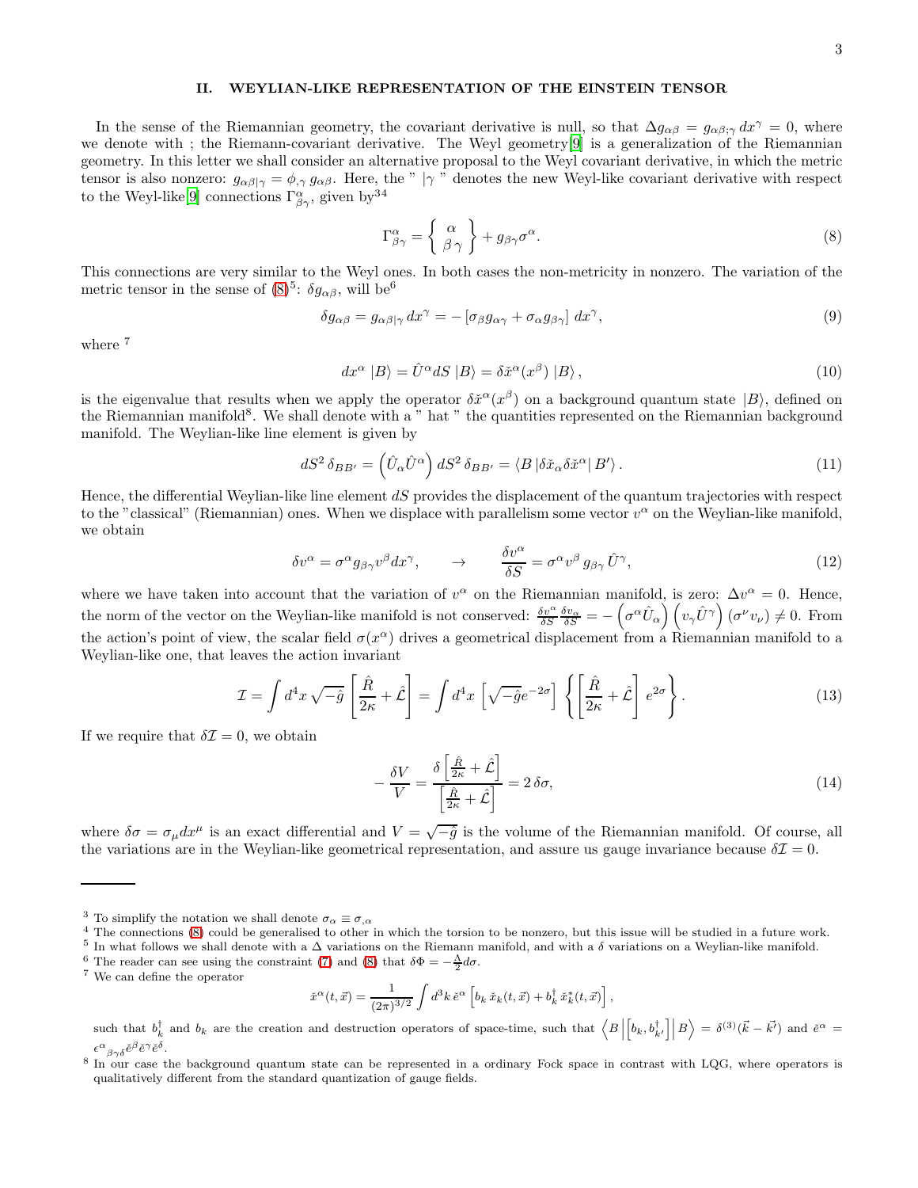## II. WEYLIAN-LIKE REPRESENTATION OF THE EINSTEIN TENSOR

In the sense of the Riemannian geometry, the covariant derivative is null, so that $\Delta g_{\alpha\beta} = g_{\alpha\beta;\gamma}\, dx^\gamma = 0$, where we denote with ; the Riemann-covariant derivative. The Weyl geometry[9] is a generalization of the Riemannian geometry. In this letter we shall consider an alternative proposal to the Weyl covariant derivative, in which the metric tensor is also nonzero: $g_{\alpha\beta|\gamma} = \phi_{,\gamma}\, g_{\alpha\beta}$. Here, the " $|\gamma$ " denotes the new Weyl-like covariant derivative with respect to the Weyl-like[9] connections $\Gamma^\alpha_{\beta\gamma}$, given by[3,4]

$$\Gamma^\alpha_{\beta\gamma} = \left\{ \begin{array}{c} \alpha \\ \beta\,\gamma \end{array} \right\} + g_{\beta\gamma}\sigma^\alpha. \tag{8}$$

This connections are very similar to the Weyl ones. In both cases the non-metricity in nonzero. The variation of the metric tensor in the sense of (8)[5]: $\delta g_{\alpha\beta}$, will be[6]

$$\delta g_{\alpha\beta} = g_{\alpha\beta|\gamma}\, dx^\gamma = -\left[\sigma_\beta g_{\alpha\gamma} + \sigma_\alpha g_{\beta\gamma}\right] dx^\gamma, \tag{9}$$

where [7]

$$dx^\alpha \left|B\right> = \hat{U}^\alpha dS \left|B\right> = \delta\check{x}^\alpha(x^\beta) \left|B\right>, \tag{10}$$

is the eigenvalue that results when we apply the operator $\delta\check{x}^\alpha(x^\beta)$ on a background quantum state $\left|B\right>$, defined on the Riemannian manifold[8]. We shall denote with a " hat " the quantities represented on the Riemannian background manifold. The Weylian-like line element is given by

$$dS^2\, \delta_{BB'} = \left(\hat{U}_\alpha \hat{U}^\alpha\right) dS^2\, \delta_{BB'} = \left< B\left|\delta\check{x}_\alpha \delta\check{x}^\alpha\right| B'\right>. \tag{11}$$

Hence, the differential Weylian-like line element $dS$ provides the displacement of the quantum trajectories with respect to the "classical" (Riemannian) ones. When we displace with parallelism some vector $v^\alpha$ on the Weylian-like manifold, we obtain

$$\delta v^\alpha = \sigma^\alpha g_{\beta\gamma} v^\beta dx^\gamma, \qquad \rightarrow \qquad \frac{\delta v^\alpha}{\delta S} = \sigma^\alpha v^\beta\, g_{\beta\gamma}\, \hat{U}^\gamma, \tag{12}$$

where we have taken into account that the variation of $v^\alpha$ on the Riemannian manifold, is zero: $\Delta v^\alpha = 0$. Hence, the norm of the vector on the Weylian-like manifold is not conserved: $\frac{\delta v^\alpha}{\delta S}\frac{\delta v_\alpha}{\delta S} = -\left(\sigma^\alpha \hat{U}_\alpha\right)\left(v_\gamma \hat{U}^\gamma\right)(\sigma^\nu v_\nu) \neq 0$. From the action's point of view, the scalar field $\sigma(x^\alpha)$ drives a geometrical displacement from a Riemannian manifold to a Weylian-like one, that leaves the action invariant

$$\mathcal{I} = \int d^4x\, \sqrt{-\hat{g}} \left[\frac{\hat{R}}{2\kappa} + \hat{\mathcal{L}}\right] = \int d^4x\, \left[\sqrt{-\hat{g}} e^{-2\sigma}\right] \left\{\left[\frac{\hat{R}}{2\kappa} + \hat{\mathcal{L}}\right] e^{2\sigma}\right\}. \tag{13}$$

If we require that $\delta \mathcal{I} = 0$, we obtain

$$-\frac{\delta V}{V} = \frac{\delta\left[\frac{\hat{R}}{2\kappa} + \hat{\mathcal{L}}\right]}{\left[\frac{\hat{R}}{2\kappa} + \hat{\mathcal{L}}\right]} = 2\,\delta\sigma, \tag{14}$$

where $\delta\sigma = \sigma_\mu dx^\mu$ is an exact differential and $V = \sqrt{-\hat{g}}$ is the volume of the Riemannian manifold. Of course, all the variations are in the Weylian-like geometrical representation, and assure us gauge invariance because $\delta \mathcal{I} = 0$.

---

[3] To simplify the notation we shall denote $\sigma_\alpha \equiv \sigma_{,\alpha}$

[4] The connections (8) could be generalised to other in which the torsion to be nonzero, but this issue will be studied in a future work.

[5] In what follows we shall denote with a $\Delta$ variations on the Riemann manifold, and with a $\delta$ variations on a Weylian-like manifold.

[6] The reader can see using the constraint (7) and (8) that $\delta\Phi = -\frac{\Lambda}{2} d\sigma$.

[7] We can define the operator

$$\check{x}^\alpha(t, \vec{x}) = \frac{1}{(2\pi)^{3/2}} \int d^3k\, \check{e}^\alpha \left[b_k\, \check{x}_k(t, \vec{x}) + b_k^\dagger\, \check{x}_k^*(t, \vec{x})\right],$$

such that $b_k^\dagger$ and $b_k$ are the creation and destruction operators of space-time, such that $\left< B\left|\left[b_k, b_{k'}^\dagger\right]\right| B\right> = \delta^{(3)}(\vec{k} - \vec{k'})$ and $\check{e}^\alpha = \epsilon^\alpha{}_{\beta\gamma\delta}\check{e}^\beta \check{e}^\gamma \check{e}^\delta$.

[8] In our case the background quantum state can be represented in a ordinary Fock space in contrast with LQG, where operators is qualitatively different from the standard quantization of gauge fields.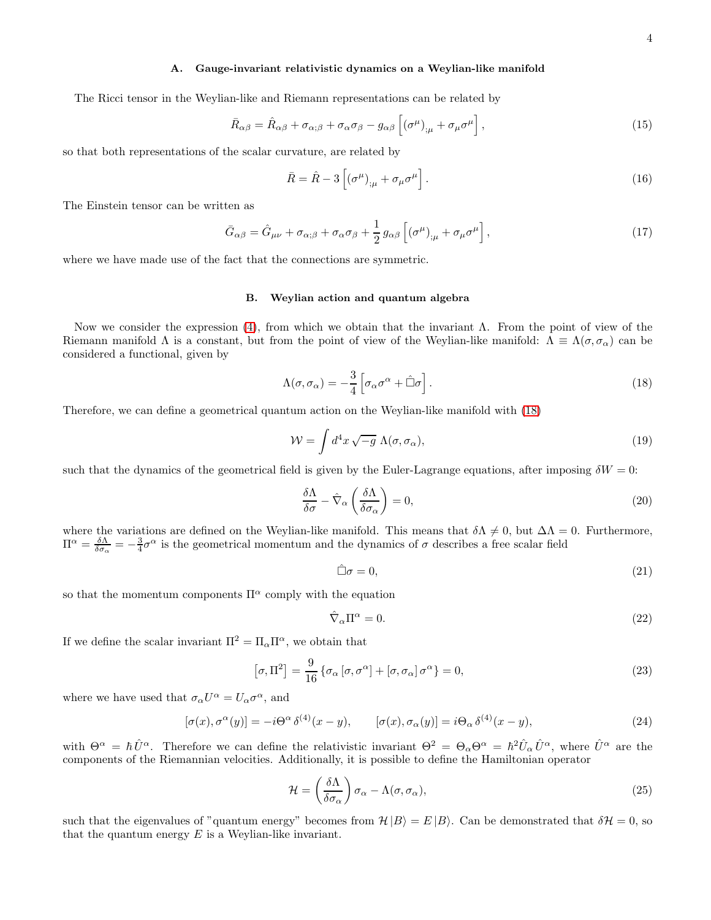### A. Gauge-invariant relativistic dynamics on a Weylian-like manifold

The Ricci tensor in the Weylian-like and Riemann representations can be related by

$$\bar{R}_{\alpha\beta} = \hat{R}_{\alpha\beta} + \sigma_{\alpha;\beta} + \sigma_\alpha\sigma_\beta - g_{\alpha\beta}\left[(\sigma^\mu)_{;\mu} + \sigma_\mu\sigma^\mu\right], \tag{15}$$

so that both representations of the scalar curvature, are related by

$$\bar{R} = \hat{R} - 3\left[(\sigma^\mu)_{;\mu} + \sigma_\mu\sigma^\mu\right]. \tag{16}$$

The Einstein tensor can be written as

$$\bar{G}_{\alpha\beta} = \hat{G}_{\mu\nu} + \sigma_{\alpha;\beta} + \sigma_\alpha\sigma_\beta + \frac{1}{2}\,g_{\alpha\beta}\left[(\sigma^\mu)_{;\mu} + \sigma_\mu\sigma^\mu\right], \tag{17}$$

where we have made use of the fact that the connections are symmetric.

### B. Weylian action and quantum algebra

Now we consider the expression (4), from which we obtain that the invariant $\Lambda$. From the point of view of the Riemann manifold $\Lambda$ is a constant, but from the point of view of the Weylian-like manifold: $\Lambda \equiv \Lambda(\sigma, \sigma_\alpha)$ can be considered a functional, given by

$$\Lambda(\sigma, \sigma_\alpha) = -\frac{3}{4}\left[\sigma_\alpha\sigma^\alpha + \hat{\Box}\sigma\right]. \tag{18}$$

Therefore, we can define a geometrical quantum action on the Weylian-like manifold with (18)

$$\mathcal{W} = \int d^4x\,\sqrt{-g}\;\Lambda(\sigma, \sigma_\alpha), \tag{19}$$

such that the dynamics of the geometrical field is given by the Euler-Lagrange equations, after imposing $\delta W = 0$:

$$\frac{\delta\Lambda}{\delta\sigma} - \hat{\nabla}_\alpha\left(\frac{\delta\Lambda}{\delta\sigma_\alpha}\right) = 0, \tag{20}$$

where the variations are defined on the Weylian-like manifold. This means that $\delta\Lambda \neq 0$, but $\Delta\Lambda = 0$. Furthermore, $\Pi^\alpha = \frac{\delta\Lambda}{\delta\sigma_\alpha} = -\frac{3}{4}\sigma^\alpha$ is the geometrical momentum and the dynamics of $\sigma$ describes a free scalar field

$$\hat{\Box}\sigma = 0, \tag{21}$$

so that the momentum components $\Pi^\alpha$ comply with the equation

$$\hat{\nabla}_\alpha\Pi^\alpha = 0. \tag{22}$$

If we define the scalar invariant $\Pi^2 = \Pi_\alpha\Pi^\alpha$, we obtain that

$$\left[\sigma, \Pi^2\right] = \frac{9}{16}\left\{\sigma_\alpha\left[\sigma, \sigma^\alpha\right] + \left[\sigma, \sigma_\alpha\right]\sigma^\alpha\right\} = 0, \tag{23}$$

where we have used that $\sigma_\alpha U^\alpha = U_\alpha\sigma^\alpha$, and

$$[\sigma(x), \sigma^\alpha(y)] = -i\Theta^\alpha\,\delta^{(4)}(x-y), \qquad [\sigma(x), \sigma_\alpha(y)] = i\Theta_\alpha\,\delta^{(4)}(x-y), \tag{24}$$

with $\Theta^\alpha = \hbar\,\hat{U}^\alpha$. Therefore we can define the relativistic invariant $\Theta^2 = \Theta_\alpha\Theta^\alpha = \hbar^2\hat{U}_\alpha\,\hat{U}^\alpha$, where $\hat{U}^\alpha$ are the components of the Riemannian velocities. Additionally, it is possible to define the Hamiltonian operator

$$\mathcal{H} = \left(\frac{\delta\Lambda}{\delta\sigma_\alpha}\right)\sigma_\alpha - \Lambda(\sigma, \sigma_\alpha), \tag{25}$$

such that the eigenvalues of "quantum energy" becomes from $\mathcal{H}\,|B\rangle = E\,|B\rangle$. Can be demonstrated that $\delta\mathcal{H} = 0$, so that the quantum energy $E$ is a Weylian-like invariant.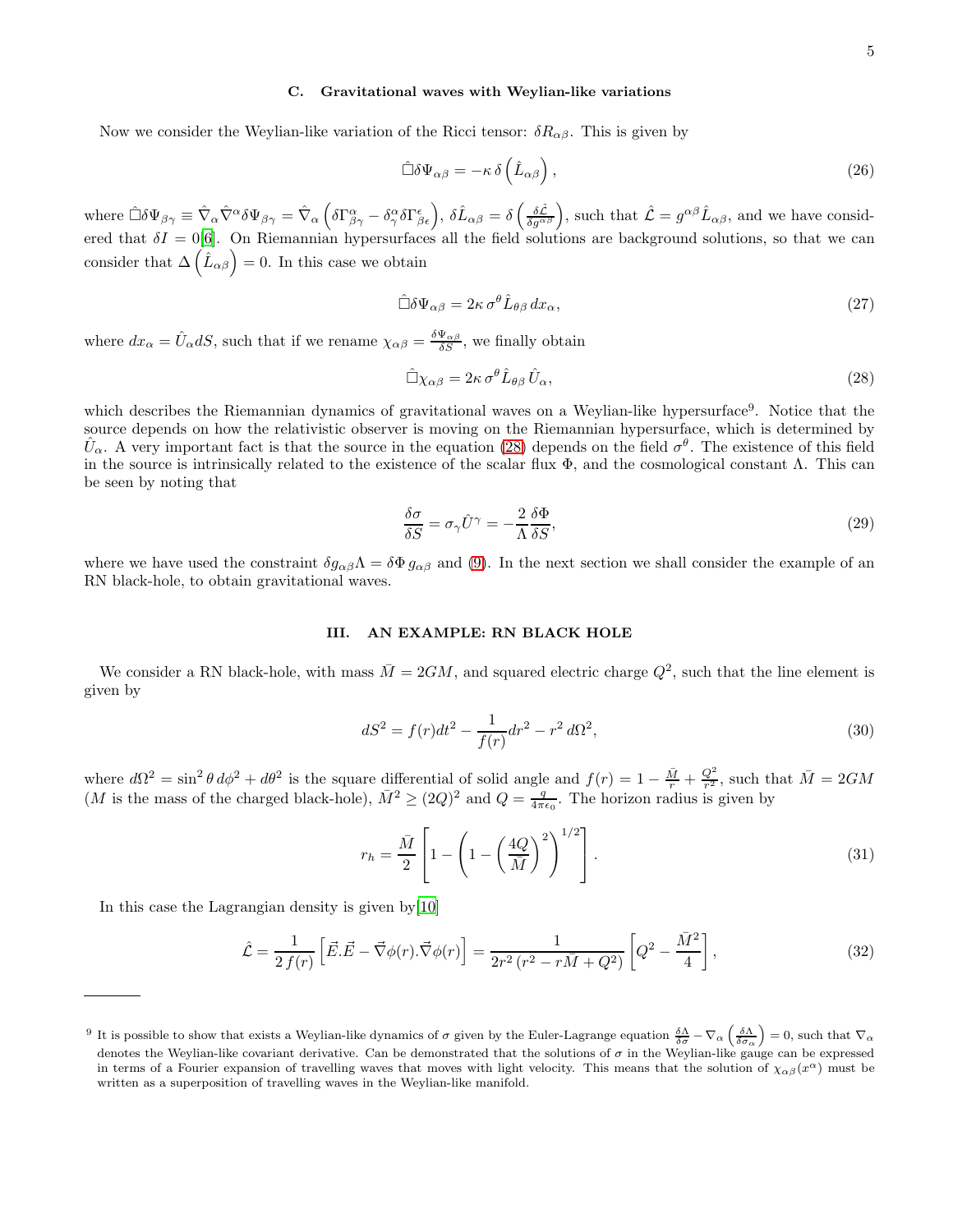### C. Gravitational waves with Weylian-like variations

Now we consider the Weylian-like variation of the Ricci tensor: $\delta R_{\alpha\beta}$. This is given by

$$\hat{\Box}\delta\Psi_{\alpha\beta} = -\kappa\, \delta\left(\hat{L}_{\alpha\beta}\right), \tag{26}$$

where $\hat{\Box}\delta\Psi_{\beta\gamma} \equiv \hat{\nabla}_\alpha \hat{\nabla}^\alpha \delta\Psi_{\beta\gamma} = \hat{\nabla}_\alpha \left(\delta\Gamma^\alpha_{\beta\gamma} - \delta^\alpha_\gamma \delta\Gamma^\epsilon_{\beta\epsilon}\right)$, $\delta\hat{L}_{\alpha\beta} = \delta\left(\frac{\delta\hat{\mathcal{L}}}{\delta g^{\alpha\beta}}\right)$, such that $\hat{\mathcal{L}} = g^{\alpha\beta}\hat{L}_{\alpha\beta}$, and we have considered that $\delta I = 0$[6]. On Riemannian hypersurfaces all the field solutions are background solutions, so that we can consider that $\Delta\left(\hat{L}_{\alpha\beta}\right) = 0$. In this case we obtain

$$\hat{\Box}\delta\Psi_{\alpha\beta} = 2\kappa\, \sigma^\theta \hat{L}_{\theta\beta}\, dx_\alpha, \tag{27}$$

where $dx_\alpha = \hat{U}_\alpha dS$, such that if we rename $\chi_{\alpha\beta} = \frac{\delta\Psi_{\alpha\beta}}{\delta S}$, we finally obtain

$$\hat{\Box}\chi_{\alpha\beta} = 2\kappa\, \sigma^\theta \hat{L}_{\theta\beta}\, \hat{U}_\alpha, \tag{28}$$

which describes the Riemannian dynamics of gravitational waves on a Weylian-like hypersurface[9]. Notice that the source depends on how the relativistic observer is moving on the Riemannian hypersurface, which is determined by $\hat{U}_\alpha$. A very important fact is that the source in the equation (28) depends on the field $\sigma^\theta$. The existence of this field in the source is intrinsically related to the existence of the scalar flux $\Phi$, and the cosmological constant $\Lambda$. This can be seen by noting that

$$\frac{\delta\sigma}{\delta S} = \sigma_\gamma \hat{U}^\gamma = -\frac{2}{\Lambda}\frac{\delta\Phi}{\delta S}, \tag{29}$$

where we have used the constraint $\delta g_{\alpha\beta}\Lambda = \delta\Phi\, g_{\alpha\beta}$ and (9). In the next section we shall consider the example of an RN black-hole, to obtain gravitational waves.

## III. AN EXAMPLE: RN BLACK HOLE

We consider a RN black-hole, with mass $\bar{M} = 2GM$, and squared electric charge $Q^2$, such that the line element is given by

$$dS^2 = f(r)dt^2 - \frac{1}{f(r)}dr^2 - r^2\, d\Omega^2, \tag{30}$$

where $d\Omega^2 = \sin^2\theta\, d\phi^2 + d\theta^2$ is the square differential of solid angle and $f(r) = 1 - \frac{\bar{M}}{r} + \frac{Q^2}{r^2}$, such that $\bar{M} = 2GM$ ($M$ is the mass of the charged black-hole), $\bar{M}^2 \geq (2Q)^2$ and $Q = \frac{q}{4\pi\epsilon_0}$. The horizon radius is given by

$$r_h = \frac{\bar{M}}{2}\left[1 - \left(1 - \left(\frac{4Q}{\bar{M}}\right)^2\right)^{1/2}\right]. \tag{31}$$

In this case the Lagrangian density is given by[10]

$$\hat{\mathcal{L}} = \frac{1}{2\, f(r)}\left[\vec{E}.\vec{E} - \vec{\nabla}\phi(r).\vec{\nabla}\phi(r)\right] = \frac{1}{2r^2\left(r^2 - r\bar{M} + Q^2\right)}\left[Q^2 - \frac{\bar{M}^2}{4}\right], \tag{32}$$

---

[9] It is possible to show that exists a Weylian-like dynamics of $\sigma$ given by the Euler-Lagrange equation $\frac{\delta\Lambda}{\delta\sigma} - \nabla_\alpha\left(\frac{\delta\Lambda}{\delta\sigma_\alpha}\right) = 0$, such that $\nabla_\alpha$ denotes the Weylian-like covariant derivative. Can be demonstrated that the solutions of $\sigma$ in the Weylian-like gauge can be expressed in terms of a Fourier expansion of travelling waves that moves with light velocity. This means that the solution of $\chi_{\alpha\beta}(x^\alpha)$ must be written as a superposition of travelling waves in the Weylian-like manifold.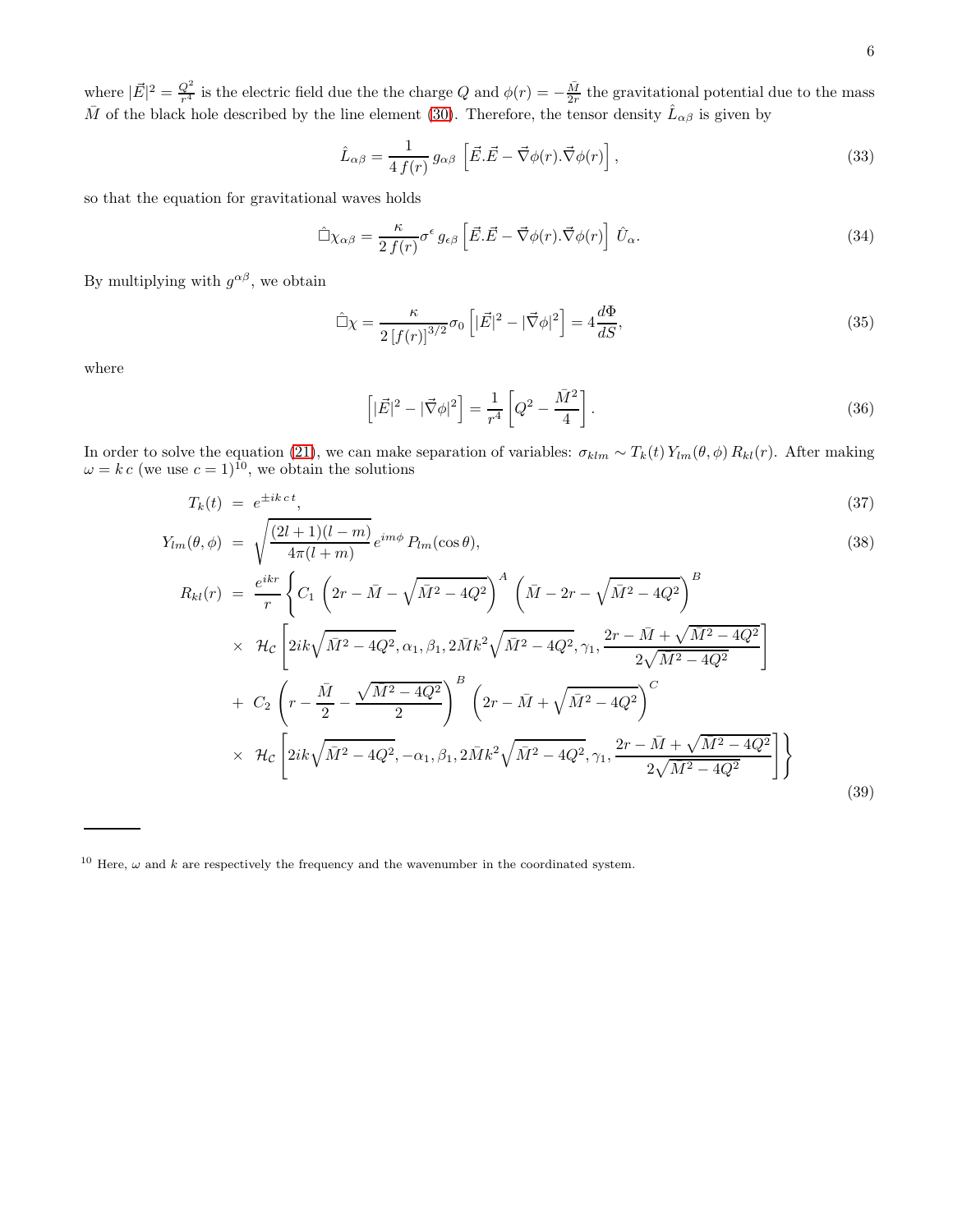where $|\vec{E}|^2 = \frac{Q^2}{r^4}$ is the electric field due the the charge $Q$ and $\phi(r) = -\frac{\bar{M}}{2r}$ the gravitational potential due to the mass $\bar{M}$ of the black hole described by the line element (30). Therefore, the tensor density $\hat{L}_{\alpha\beta}$ is given by

$$\hat{L}_{\alpha\beta} = \frac{1}{4\,f(r)}\,g_{\alpha\beta}\,\left[\vec{E}.\vec{E} - \vec{\nabla}\phi(r).\vec{\nabla}\phi(r)\right], \tag{33}$$

so that the equation for gravitational waves holds

$$\hat{\Box}\chi_{\alpha\beta} = \frac{\kappa}{2\,f(r)}\sigma^{\epsilon}\,g_{\epsilon\beta}\left[\vec{E}.\vec{E} - \vec{\nabla}\phi(r).\vec{\nabla}\phi(r)\right]\,\hat{U}_{\alpha}. \tag{34}$$

By multiplying with $g^{\alpha\beta}$, we obtain

$$\hat{\Box}\chi = \frac{\kappa}{2\,[f(r)]^{3/2}}\sigma_0\left[|\vec{E}|^2 - |\vec{\nabla}\phi|^2\right] = 4\frac{d\Phi}{dS}, \tag{35}$$

where

$$\left[|\vec{E}|^2 - |\vec{\nabla}\phi|^2\right] = \frac{1}{r^4}\left[Q^2 - \frac{\bar{M}^2}{4}\right]. \tag{36}$$

In order to solve the equation (21), we can make separation of variables: $\sigma_{klm} \sim T_k(t)\,Y_{lm}(\theta,\phi)\,R_{kl}(r)$. After making $\omega = k\,c$ (we use $c=1$)[10], we obtain the solutions

$$T_k(t) = e^{\pm ik\,c\,t}, \tag{37}$$

$$Y_{lm}(\theta,\phi) = \sqrt{\frac{(2l+1)(l-m)}{4\pi(l+m)}}\,e^{im\phi}\,P_{lm}(\cos\theta), \tag{38}$$

$$\begin{aligned}
R_{kl}(r) &= \frac{e^{ikr}}{r}\left\{C_1\left(2r - \bar{M} - \sqrt{\bar{M}^2 - 4Q^2}\right)^A\left(\bar{M} - 2r - \sqrt{\bar{M}^2 - 4Q^2}\right)^B\right.\\
&\times\ \mathcal{H}_{\mathcal{C}}\left[2ik\sqrt{\bar{M}^2 - 4Q^2}, \alpha_1, \beta_1, 2\bar{M}k^2\sqrt{\bar{M}^2 - 4Q^2}, \gamma_1, \frac{2r - \bar{M} + \sqrt{\bar{M}^2 - 4Q^2}}{2\sqrt{\bar{M}^2 - 4Q^2}}\right]\\
&+\ C_2\left(r - \frac{\bar{M}}{2} - \frac{\sqrt{\bar{M}^2 - 4Q^2}}{2}\right)^B\left(2r - \bar{M} + \sqrt{\bar{M}^2 - 4Q^2}\right)^C\\
&\times\ \left.\mathcal{H}_{\mathcal{C}}\left[2ik\sqrt{\bar{M}^2 - 4Q^2}, -\alpha_1, \beta_1, 2\bar{M}k^2\sqrt{\bar{M}^2 - 4Q^2}, \gamma_1, \frac{2r - \bar{M} + \sqrt{\bar{M}^2 - 4Q^2}}{2\sqrt{\bar{M}^2 - 4Q^2}}\right]\right\}
\end{aligned} \tag{39}$$

---

[10] Here, $\omega$ and $k$ are respectively the frequency and the wavenumber in the coordinated system.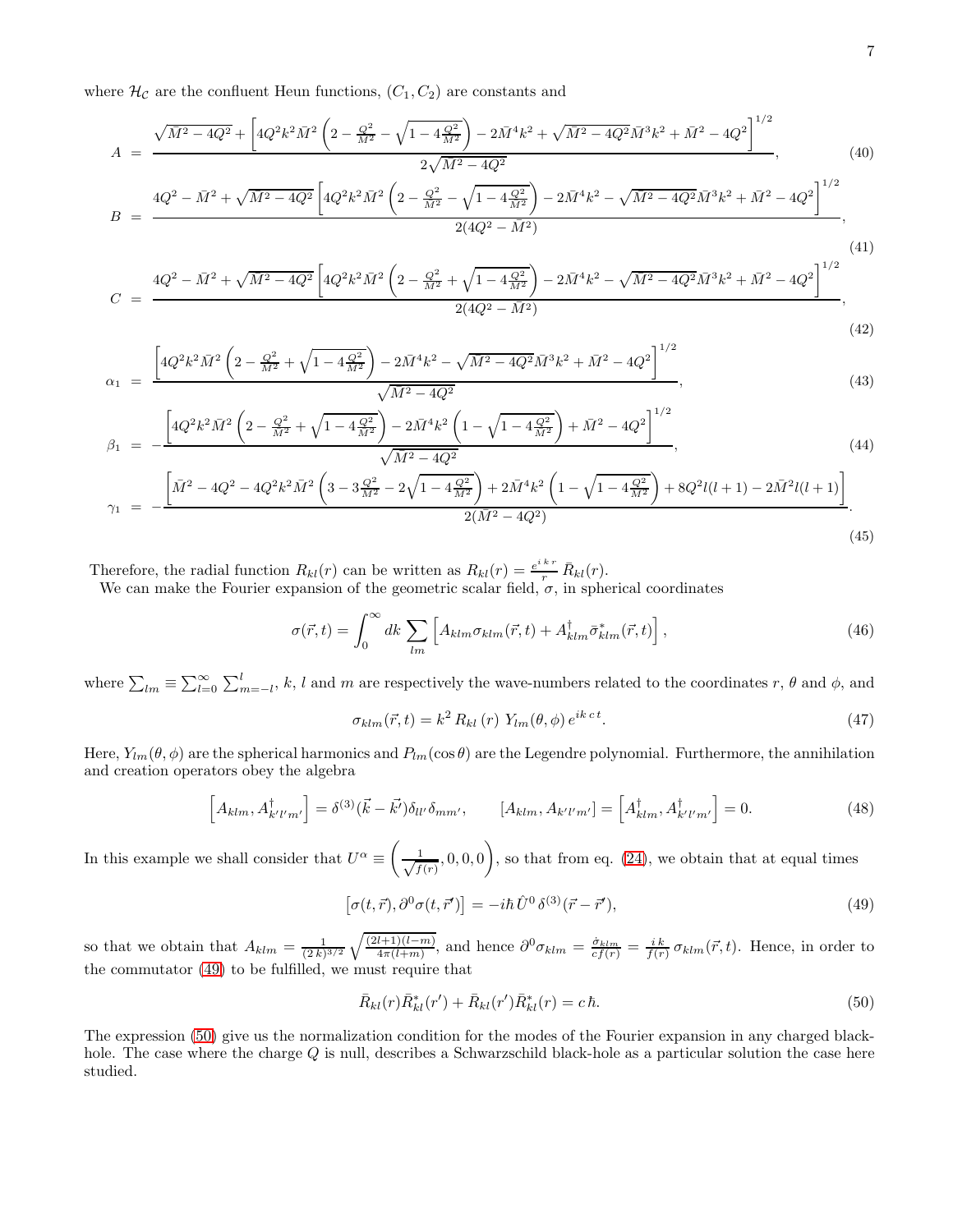where $\mathcal{H}_{\mathcal{C}}$ are the confluent Heun functions, $(C_1, C_2)$ are constants and

$$A = \frac{\sqrt{\bar{M}^2 - 4Q^2} + \left[4Q^2k^2\bar{M}^2\left(2 - \frac{Q^2}{\bar{M}^2} - \sqrt{1 - 4\frac{Q^2}{\bar{M}^2}}\right) - 2\bar{M}^4k^2 + \sqrt{\bar{M}^2 - 4Q^2}\bar{M}^3k^2 + \bar{M}^2 - 4Q^2\right]^{1/2}}{2\sqrt{\bar{M}^2 - 4Q^2}}, \tag{40}$$

$$B = \frac{4Q^2 - \bar{M}^2 + \sqrt{\bar{M}^2 - 4Q^2}\left[4Q^2k^2\bar{M}^2\left(2 - \frac{Q^2}{\bar{M}^2} - \sqrt{1 - 4\frac{Q^2}{\bar{M}^2}}\right) - 2\bar{M}^4k^2 - \sqrt{\bar{M}^2 - 4Q^2}\bar{M}^3k^2 + \bar{M}^2 - 4Q^2\right]^{1/2}}{2(4Q^2 - \bar{M}^2)}, \tag{41}$$

$$C = \frac{4Q^2 - \bar{M}^2 + \sqrt{\bar{M}^2 - 4Q^2}\left[4Q^2k^2\bar{M}^2\left(2 - \frac{Q^2}{\bar{M}^2} + \sqrt{1 - 4\frac{Q^2}{\bar{M}^2}}\right) - 2\bar{M}^4k^2 - \sqrt{\bar{M}^2 - 4Q^2}\bar{M}^3k^2 + \bar{M}^2 - 4Q^2\right]^{1/2}}{2(4Q^2 - \bar{M}^2)}, \tag{42}$$

$$\alpha_1 = \frac{\left[4Q^2k^2\bar{M}^2\left(2 - \frac{Q^2}{\bar{M}^2} + \sqrt{1 - 4\frac{Q^2}{\bar{M}^2}}\right) - 2\bar{M}^4k^2 - \sqrt{\bar{M}^2 - 4Q^2}\bar{M}^3k^2 + \bar{M}^2 - 4Q^2\right]^{1/2}}{\sqrt{\bar{M}^2 - 4Q^2}}, \tag{43}$$

$$\beta_1 = -\frac{\left[4Q^2k^2\bar{M}^2\left(2 - \frac{Q^2}{\bar{M}^2} + \sqrt{1 - 4\frac{Q^2}{\bar{M}^2}}\right) - 2\bar{M}^4k^2\left(1 - \sqrt{1 - 4\frac{Q^2}{\bar{M}^2}}\right) + \bar{M}^2 - 4Q^2\right]^{1/2}}{\sqrt{\bar{M}^2 - 4Q^2}}, \tag{44}$$

$$\gamma_1 = -\frac{\left[\bar{M}^2 - 4Q^2 - 4Q^2k^2\bar{M}^2\left(3 - 3\frac{Q^2}{\bar{M}^2} - 2\sqrt{1 - 4\frac{Q^2}{\bar{M}^2}}\right) + 2\bar{M}^4k^2\left(1 - \sqrt{1 - 4\frac{Q^2}{\bar{M}^2}}\right) + 8Q^2l(l+1) - 2\bar{M}^2l(l+1)\right]}{2(\bar{M}^2 - 4Q^2)}. \tag{45}$$

Therefore, the radial function $R_{kl}(r)$ can be written as $R_{kl}(r) = \frac{e^{i\,k\,r}}{r}\,\bar{R}_{kl}(r)$.

We can make the Fourier expansion of the geometric scalar field, $\sigma$, in spherical coordinates

$$\sigma(\vec{r}, t) = \int_0^\infty dk \sum_{lm}\left[A_{klm}\sigma_{klm}(\vec{r}, t) + A^\dagger_{klm}\bar{\sigma}^*_{klm}(\vec{r}, t)\right], \tag{46}$$

where $\sum_{lm} \equiv \sum_{l=0}^{\infty}\sum_{m=-l}^{l}$, $k$, $l$ and $m$ are respectively the wave-numbers related to the coordinates $r$, $\theta$ and $\phi$, and

$$\sigma_{klm}(\vec{r}, t) = k^2\,R_{kl}\,(r)\;Y_{lm}(\theta, \phi)\,e^{ik\,c\,t}. \tag{47}$$

Here, $Y_{lm}(\theta, \phi)$ are the spherical harmonics and $P_{lm}(\cos\theta)$ are the Legendre polynomial. Furthermore, the annihilation and creation operators obey the algebra

$$\left[A_{klm}, A^\dagger_{k'l'm'}\right] = \delta^{(3)}(\vec{k} - \vec{k'})\delta_{ll'}\delta_{mm'}, \qquad \left[A_{klm}, A_{k'l'm'}\right] = \left[A^\dagger_{klm}, A^\dagger_{k'l'm'}\right] = 0. \tag{48}$$

In this example we shall consider that $U^\alpha \equiv \left(\frac{1}{\sqrt{f(r)}}, 0, 0, 0\right)$, so that from eq. (24), we obtain that at equal times

$$\left[\sigma(t, \vec{r}), \partial^0\sigma(t, \vec{r}')\right] = -i\hbar\,\hat{U}^0\,\delta^{(3)}(\vec{r} - \vec{r}'), \tag{49}$$

so that we obtain that $A_{klm} = \frac{1}{(2\,k)^{3/2}}\sqrt{\frac{(2l+1)(l-m)}{4\pi(l+m)}}$, and hence $\partial^0\sigma_{klm} = \frac{\dot{\sigma}_{klm}}{c\,f(r)} = \frac{i\,k}{f(r)}\,\sigma_{klm}(\vec{r}, t)$. Hence, in order to the commutator (49) to be fulfilled, we must require that

$$\bar{R}_{kl}(r)\bar{R}^*_{kl}(r') + \bar{R}_{kl}(r')\bar{R}^*_{kl}(r) = c\,\hbar. \tag{50}$$

The expression (50) give us the normalization condition for the modes of the Fourier expansion in any charged black-hole. The case where the charge $Q$ is null, describes a Schwarzschild black-hole as a particular solution the case here studied.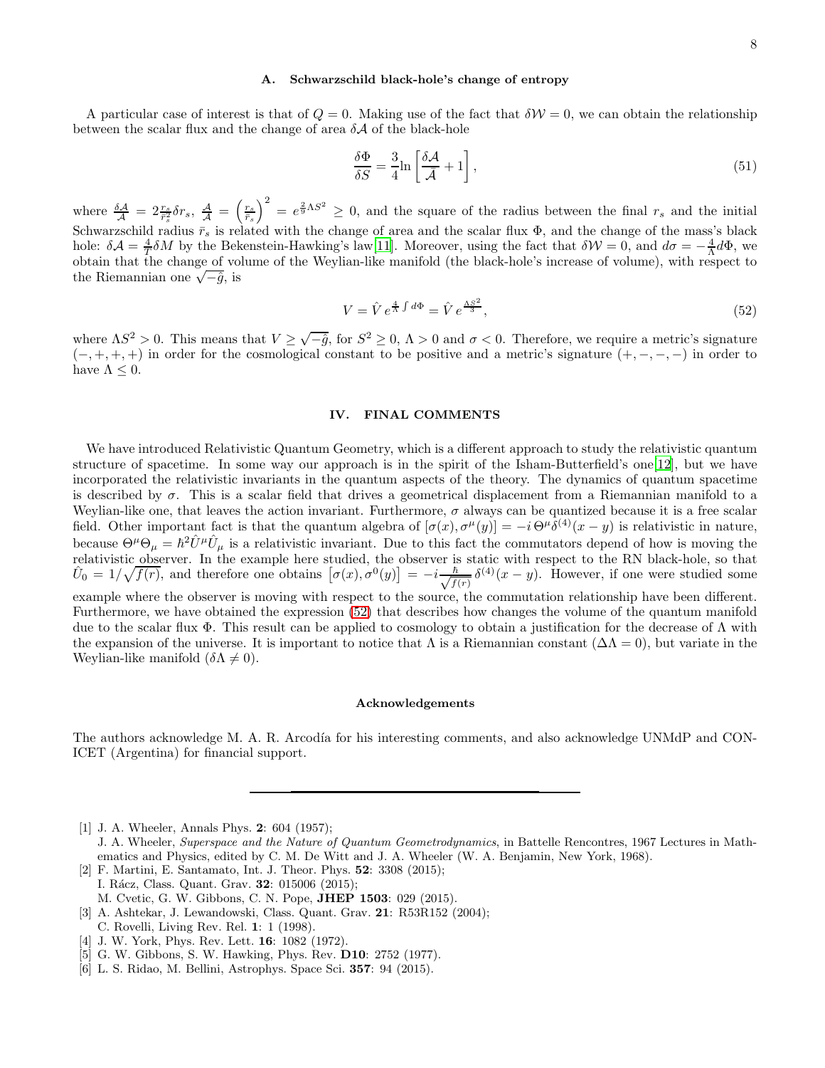### A. Schwarzschild black-hole's change of entropy

A particular case of interest is that of $Q = 0$. Making use of the fact that $\delta\mathcal{W} = 0$, we can obtain the relationship between the scalar flux and the change of area $\delta\mathcal{A}$ of the black-hole

$$\frac{\delta\Phi}{\delta S} = \frac{3}{4}\ln\left[\frac{\delta\mathcal{A}}{\bar{\mathcal{A}}} + 1\right], \tag{51}$$

where $\frac{\delta\mathcal{A}}{\mathcal{A}} = 2\frac{r_s}{\bar{r}_s^2}\delta r_s$, $\frac{\mathcal{A}}{\bar{\mathcal{A}}} = \left(\frac{r_s}{\bar{r}_s}\right)^2 = e^{\frac{2}{9}\Lambda S^2} \geq 0$, and the square of the radius between the final $r_s$ and the initial Schwarzschild radius $\bar{r}_s$ is related with the change of area and the scalar flux $\Phi$, and the change of the mass's black hole: $\delta\mathcal{A} = \frac{4}{T}\delta M$ by the Bekenstein-Hawking's law[11]. Moreover, using the fact that $\delta\mathcal{W} = 0$, and $d\sigma = -\frac{4}{\Lambda}d\Phi$, we obtain that the change of volume of the Weylian-like manifold (the black-hole's increase of volume), with respect to the Riemannian one $\sqrt{-\hat{g}}$, is

$$V = \hat{V}\, e^{\frac{4}{\Lambda}\int d\Phi} = \hat{V}\, e^{\frac{\Lambda S^2}{3}}, \tag{52}$$

where $\Lambda S^2 > 0$. This means that $V \geq \sqrt{-\hat{g}}$, for $S^2 \geq 0$, $\Lambda > 0$ and $\sigma < 0$. Therefore, we require a metric's signature $(-,+,+,+)$ in order for the cosmological constant to be positive and a metric's signature $(+,-,-,-)$ in order to have $\Lambda \leq 0$.

## IV. FINAL COMMENTS

We have introduced Relativistic Quantum Geometry, which is a different approach to study the relativistic quantum structure of spacetime. In some way our approach is in the spirit of the Isham-Butterfield's one[12], but we have incorporated the relativistic invariants in the quantum aspects of the theory. The dynamics of quantum spacetime is described by $\sigma$. This is a scalar field that drives a geometrical displacement from a Riemannian manifold to a Weylian-like one, that leaves the action invariant. Furthermore, $\sigma$ always can be quantized because it is a free scalar field. Other important fact is that the quantum algebra of $[\sigma(x), \sigma^{\mu}(y)] = -i\,\Theta^{\mu}\delta^{(4)}(x-y)$ is relativistic in nature, because $\Theta^{\mu}\Theta_{\mu} = \hbar^2\hat{U}^{\mu}\hat{U}_{\mu}$ is a relativistic invariant. Due to this fact the commutators depend of how is moving the relativistic observer. In the example here studied, the observer is static with respect to the RN black-hole, so that $\hat{U}_0 = 1/\sqrt{f(r)}$, and therefore one obtains $\left[\sigma(x), \sigma^0(y)\right] = -i\frac{\hbar}{\sqrt{f(r)}}\,\delta^{(4)}(x-y)$. However, if one were studied some example where the observer is moving with respect to the source, the commutation relationship have been different. Furthermore, we have obtained the expression (52) that describes how changes the volume of the quantum manifold due to the scalar flux $\Phi$. This result can be applied to cosmology to obtain a justification for the decrease of $\Lambda$ with the expansion of the universe. It is important to notice that $\Lambda$ is a Riemannian constant ($\Delta\Lambda = 0$), but variate in the Weylian-like manifold ($\delta\Lambda \neq 0$).

#### Acknowledgements

The authors acknowledge M. A. R. Arcodía for his interesting comments, and also acknowledge UNMdP and CONICET (Argentina) for financial support.

---

[1] J. A. Wheeler, Annals Phys. **2**: 604 (1957);
J. A. Wheeler, *Superspace and the Nature of Quantum Geometrodynamics*, in Battelle Rencontres, 1967 Lectures in Mathematics and Physics, edited by C. M. De Witt and J. A. Wheeler (W. A. Benjamin, New York, 1968).

[2] F. Martini, E. Santamato, Int. J. Theor. Phys. **52**: 3308 (2015);
I. Rácz, Class. Quant. Grav. **32**: 015006 (2015);
M. Cvetic, G. W. Gibbons, C. N. Pope, **JHEP 1503**: 029 (2015).

[3] A. Ashtekar, J. Lewandowski, Class. Quant. Grav. **21**: R53R152 (2004);
C. Rovelli, Living Rev. Rel. **1**: 1 (1998).

[4] J. W. York, Phys. Rev. Lett. **16**: 1082 (1972).

[5] G. W. Gibbons, S. W. Hawking, Phys. Rev. **D10**: 2752 (1977).

[6] L. S. Ridao, M. Bellini, Astrophys. Space Sci. **357**: 94 (2015).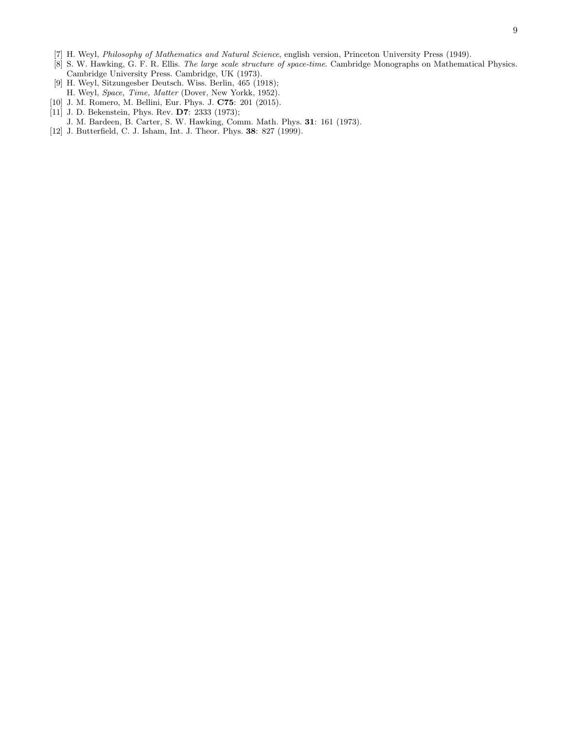[7] H. Weyl, *Philosophy of Mathematics and Natural Science*, english version, Princeton University Press (1949).

[8] S. W. Hawking, G. F. R. Ellis. *The large scale structure of space-time*. Cambridge Monographs on Mathematical Physics. Cambridge University Press. Cambridge, UK (1973).

[9] H. Weyl, Sitzungesber Deutsch. Wiss. Berlin, 465 (1918);
H. Weyl, *Space, Time, Matter* (Dover, New Yorkk, 1952).

[10] J. M. Romero, M. Bellini, Eur. Phys. J. **C75**: 201 (2015).

[11] J. D. Bekenstein, Phys. Rev. **D7**: 2333 (1973);
J. M. Bardeen, B. Carter, S. W. Hawking, Comm. Math. Phys. **31**: 161 (1973).

[12] J. Butterfield, C. J. Isham, Int. J. Theor. Phys. **38**: 827 (1999).